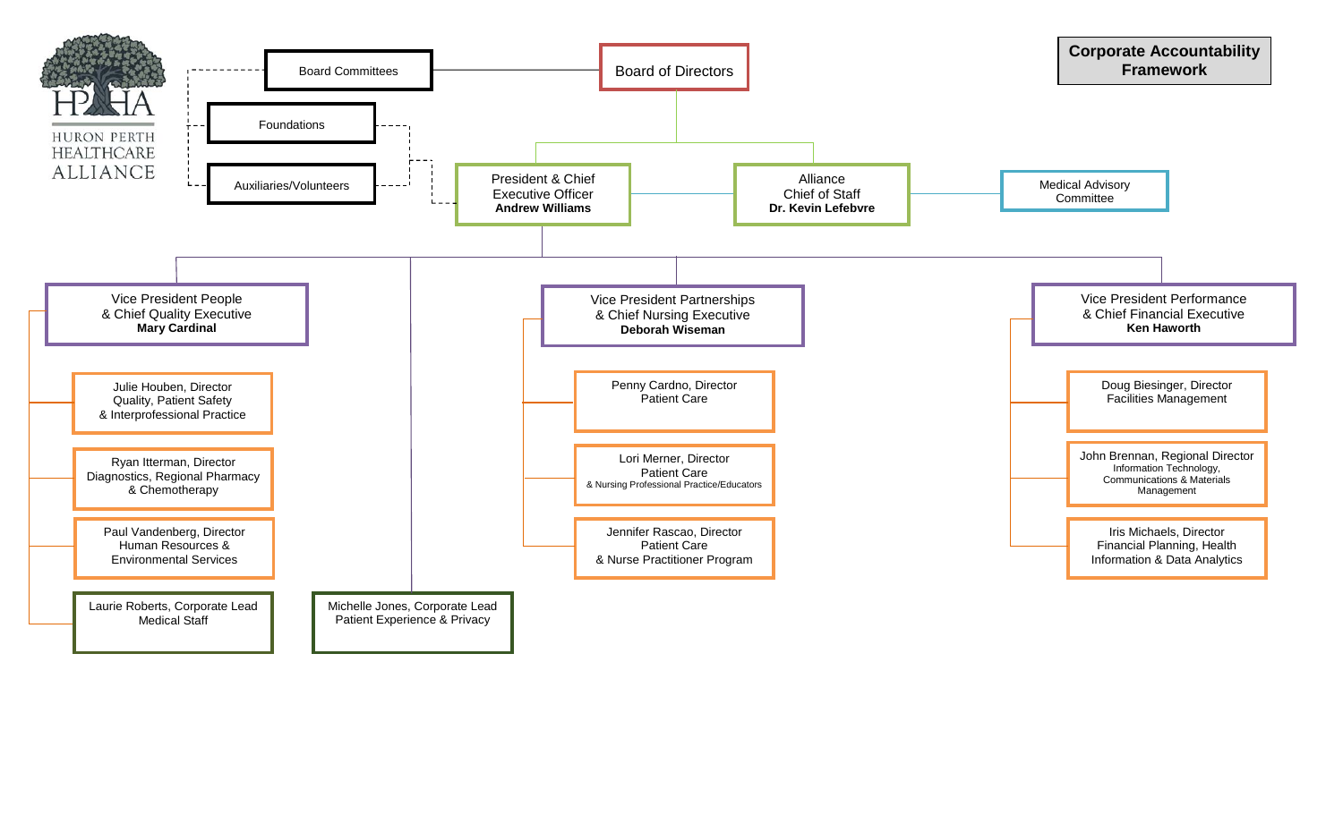# Corporate Accountability Framework

**Huron Perth Healthcare Alliance (HPHA)**

- **Board of Directors**
  - Board Committees
  - Foundations
  - Auxiliaries/Volunteers
  - **President & Chief Executive Officer** — Andrew Williams
  - **Alliance Chief of Staff** — Dr. Kevin Lefebvre
    - Medical Advisory Committee

## Reporting to the President & Chief Executive Officer

### Vice President People & Chief Quality Executive — Mary Cardinal

- Julie Houben, Director — Quality, Patient Safety & Interprofessional Practice
- Ryan Itterman, Director — Diagnostics, Regional Pharmacy & Chemotherapy
- Paul Vandenberg, Director — Human Resources & Environmental Services
- Laurie Roberts, Corporate Lead — Medical Staff

### Michelle Jones, Corporate Lead — Patient Experience & Privacy

### Vice President Partnerships & Chief Nursing Executive — Deborah Wiseman

- Penny Cardno, Director — Patient Care
- Lori Merner, Director — Patient Care & Nursing Professional Practice/Educators
- Jennifer Rascao, Director — Patient Care & Nurse Practitioner Program

### Vice President Performance & Chief Financial Executive — Ken Haworth

- Doug Biesinger, Director — Facilities Management
- John Brennan, Regional Director — Information Technology, Communications & Materials Management
- Iris Michaels, Director — Financial Planning, Health Information & Data Analytics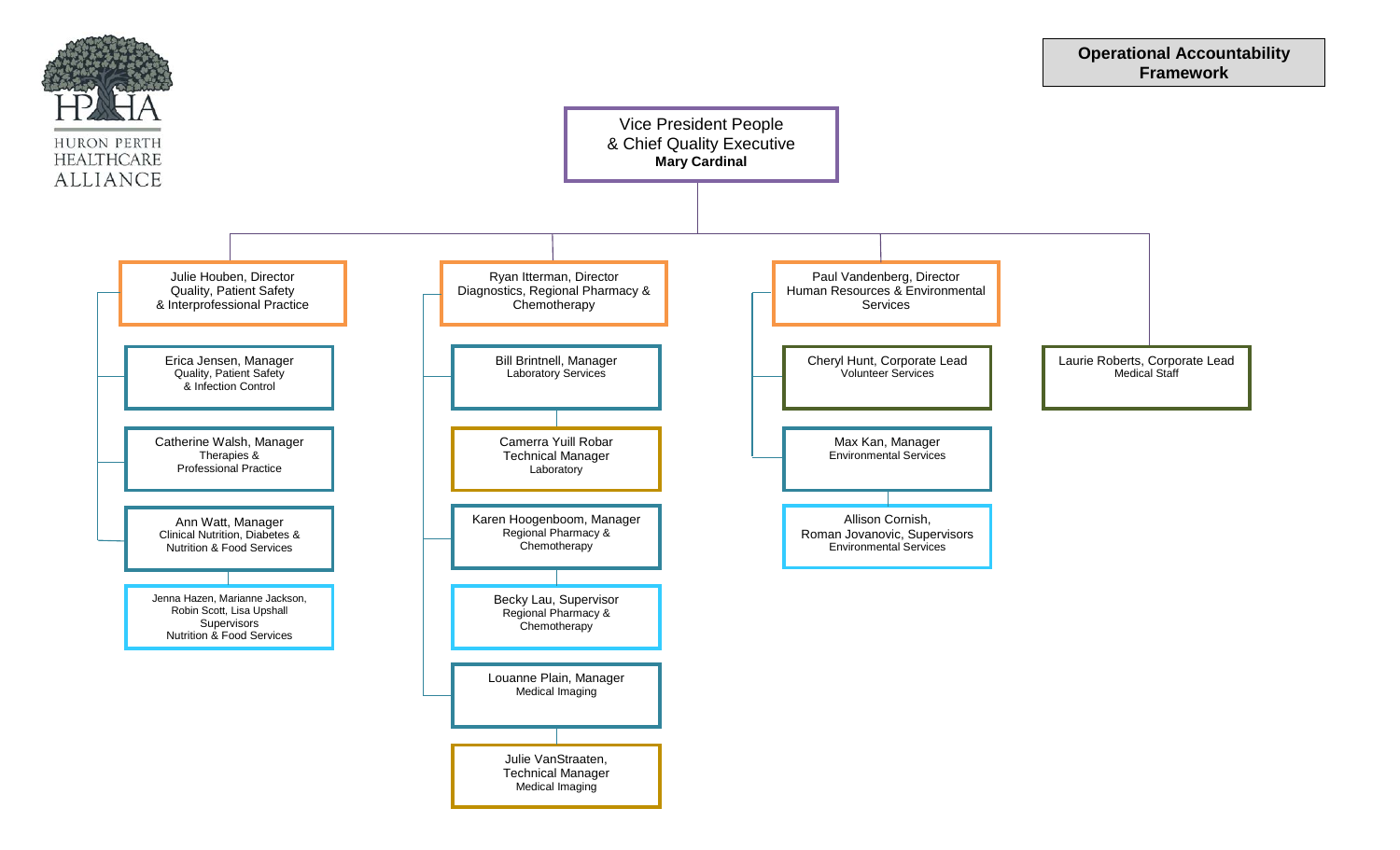HURON PERTH HEALTHCARE ALLIANCE

# Operational Accountability Framework

## Vice President People & Chief Quality Executive
**Mary Cardinal**

### Julie Houben, Director
Quality, Patient Safety & Interprofessional Practice

- Erica Jensen, Manager – Quality, Patient Safety & Infection Control
- Catherine Walsh, Manager – Therapies & Professional Practice
- Ann Watt, Manager – Clinical Nutrition, Diabetes & Nutrition & Food Services
  - Jenna Hazen, Marianne Jackson, Robin Scott, Lisa Upshall, Supervisors – Nutrition & Food Services

### Ryan Itterman, Director
Diagnostics, Regional Pharmacy & Chemotherapy

- Bill Brintnell, Manager – Laboratory Services
  - Camerra Yuill Robar, Technical Manager – Laboratory
- Karen Hoogenboom, Manager – Regional Pharmacy & Chemotherapy
  - Becky Lau, Supervisor – Regional Pharmacy & Chemotherapy
- Louanne Plain, Manager – Medical Imaging
  - Julie VanStraaten, Technical Manager – Medical Imaging

### Paul Vandenberg, Director
Human Resources & Environmental Services

- Cheryl Hunt, Corporate Lead – Volunteer Services
- Max Kan, Manager – Environmental Services
  - Allison Cornish, Roman Jovanovic, Supervisors – Environmental Services

### Laurie Roberts, Corporate Lead
Medical Staff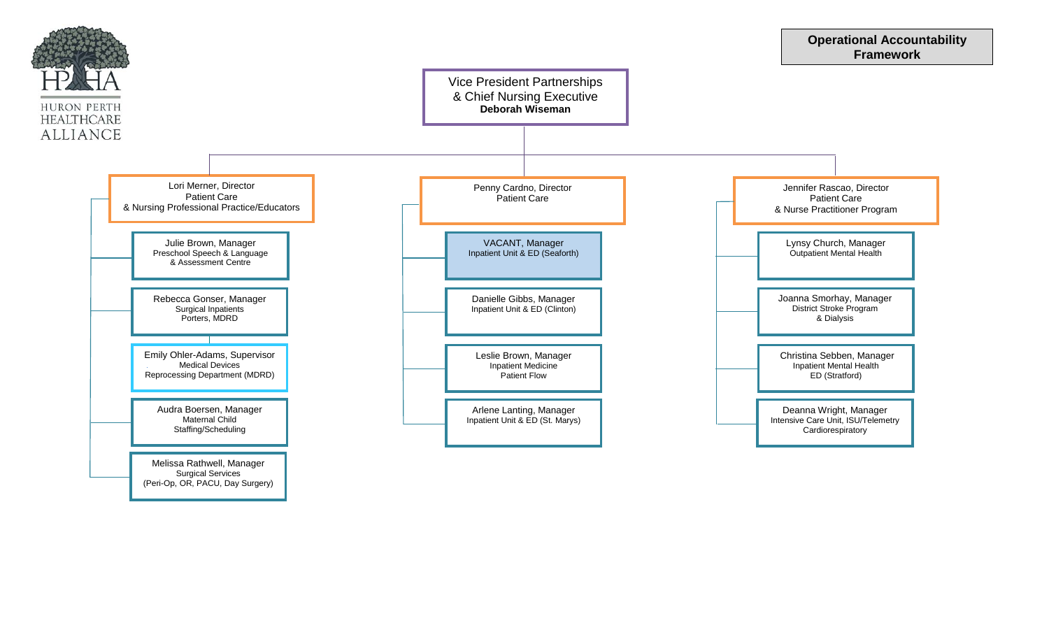# Operational Accountability Framework

HURON PERTH HEALTHCARE ALLIANCE

## Vice President Partnerships & Chief Nursing Executive
**Deborah Wiseman**

### Lori Merner, Director
Patient Care
& Nursing Professional Practice/Educators

- Julie Brown, Manager
  Preschool Speech & Language
  & Assessment Centre
- Rebecca Gonser, Manager
  Surgical Inpatients
  Porters, MDRD
  - Emily Ohler-Adams, Supervisor
    Medical Devices
    Reprocessing Department (MDRD)
- Audra Boersen, Manager
  Maternal Child
  Staffing/Scheduling
- Melissa Rathwell, Manager
  Surgical Services
  (Peri-Op, OR, PACU, Day Surgery)

### Penny Cardno, Director
Patient Care

- VACANT, Manager
  Inpatient Unit & ED (Seaforth)
- Danielle Gibbs, Manager
  Inpatient Unit & ED (Clinton)
- Leslie Brown, Manager
  Inpatient Medicine
  Patient Flow
- Arlene Lanting, Manager
  Inpatient Unit & ED (St. Marys)

### Jennifer Rascao, Director
Patient Care
& Nurse Practitioner Program

- Lynsy Church, Manager
  Outpatient Mental Health
- Joanna Smorhay, Manager
  District Stroke Program
  & Dialysis
- Christina Sebben, Manager
  Inpatient Mental Health
  ED (Stratford)
- Deanna Wright, Manager
  Intensive Care Unit, ISU/Telemetry
  Cardiorespiratory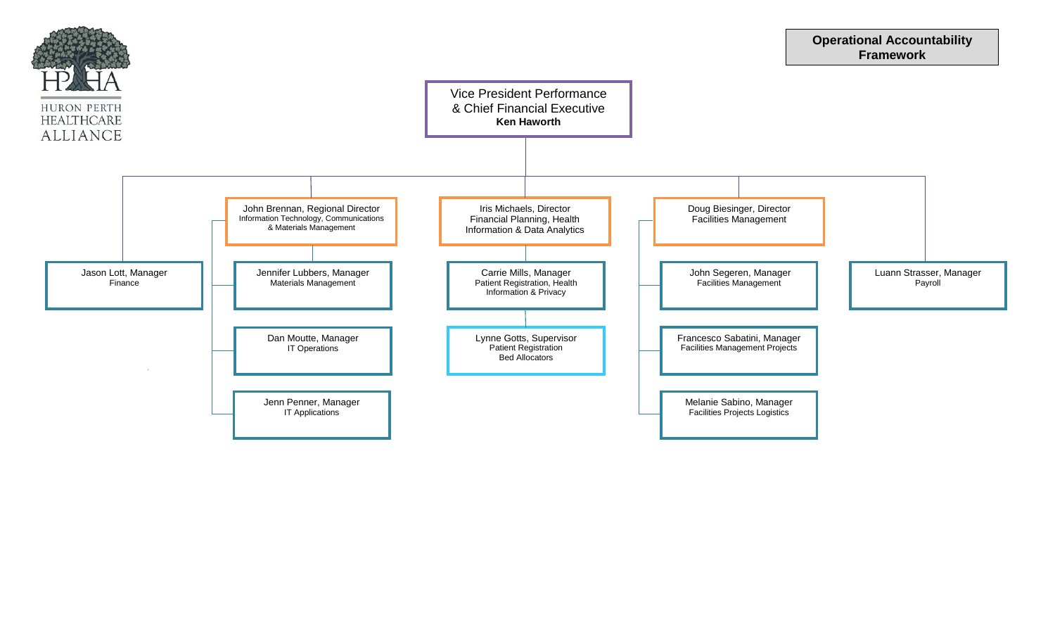HURON PERTH HEALTHCARE ALLIANCE

**Operational Accountability Framework**

Vice President Performance & Chief Financial Executive
**Ken Haworth**

- Jason Lott, Manager
  Finance
- John Brennan, Regional Director
  Information Technology, Communications & Materials Management
  - Jennifer Lubbers, Manager
    Materials Management
  - Dan Moutte, Manager
    IT Operations
  - Jenn Penner, Manager
    IT Applications
- Iris Michaels, Director
  Financial Planning, Health Information & Data Analytics
  - Carrie Mills, Manager
    Patient Registration, Health Information & Privacy
    - Lynne Gotts, Supervisor
      Patient Registration
      Bed Allocators
- Doug Biesinger, Director
  Facilities Management
  - John Segeren, Manager
    Facilities Management
  - Francesco Sabatini, Manager
    Facilities Management Projects
  - Melanie Sabino, Manager
    Facilities Projects Logistics
- Luann Strasser, Manager
  Payroll